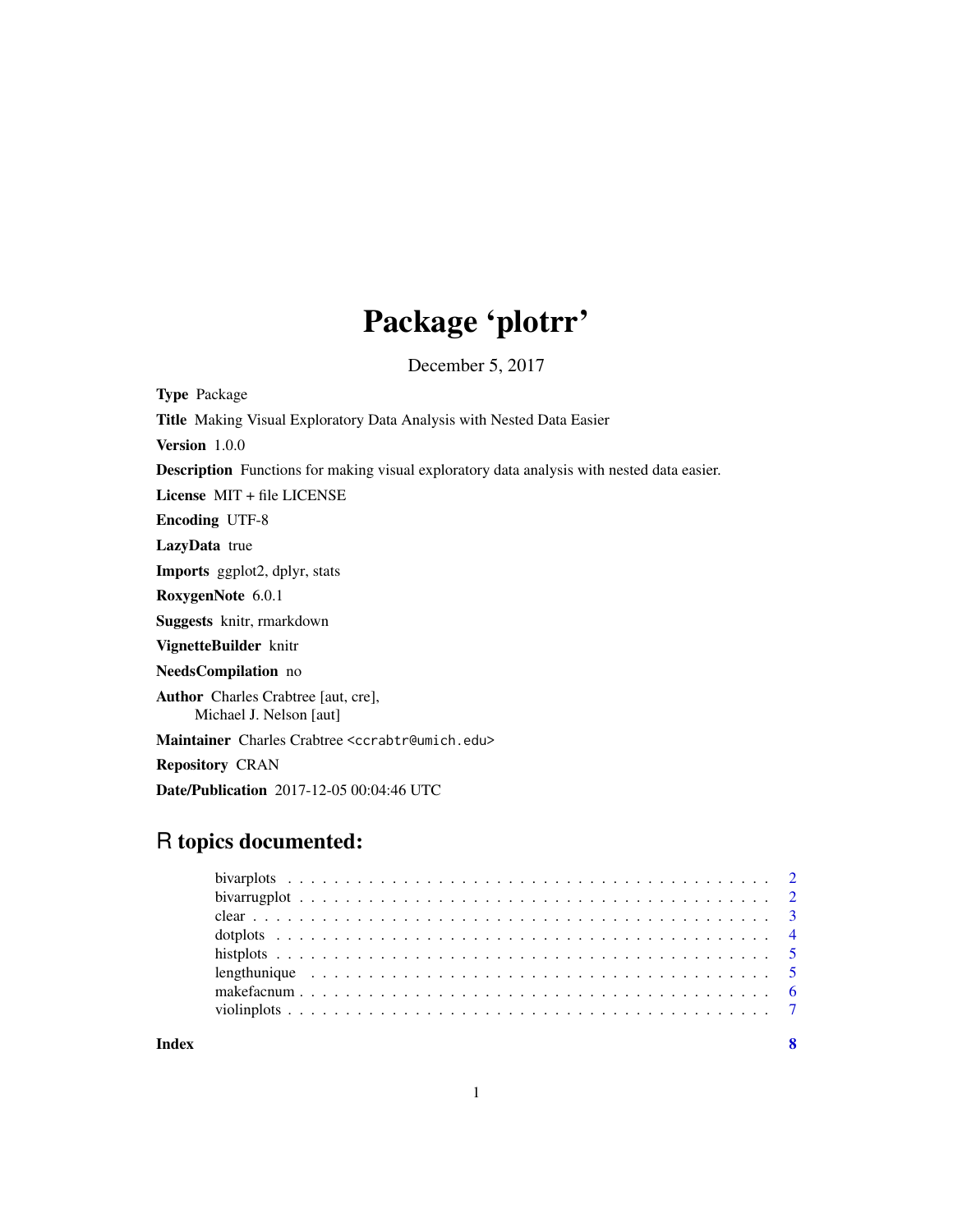# Package 'plotrr'

December 5, 2017

**Type** Package

**Title** Making Visual Exploratory Data Analysis with Nested Data Easier

**Version** 1.0.0

**Description** Functions for making visual exploratory data analysis with nested data easier.

**License** MIT + file LICENSE

**Encoding** UTF-8

**LazyData** true

**Imports** ggplot2, dplyr, stats

**RoxygenNote** 6.0.1

**Suggests** knitr, rmarkdown

**VignetteBuilder** knitr

**NeedsCompilation** no

**Author** Charles Crabtree [aut, cre],
Michael J. Nelson [aut]

**Maintainer** Charles Crabtree <ccrabtr@umich.edu>

**Repository** CRAN

**Date/Publication** 2017-12-05 00:04:46 UTC

## R topics documented:

| | |
|---|---|
| bivarplots | 2 |
| bivarrugplot | 2 |
| clear | 3 |
| dotplots | 4 |
| histplots | 5 |
| lengthunique | 5 |
| makefacnum | 6 |
| violinplots | 7 |
| **Index** | **8** |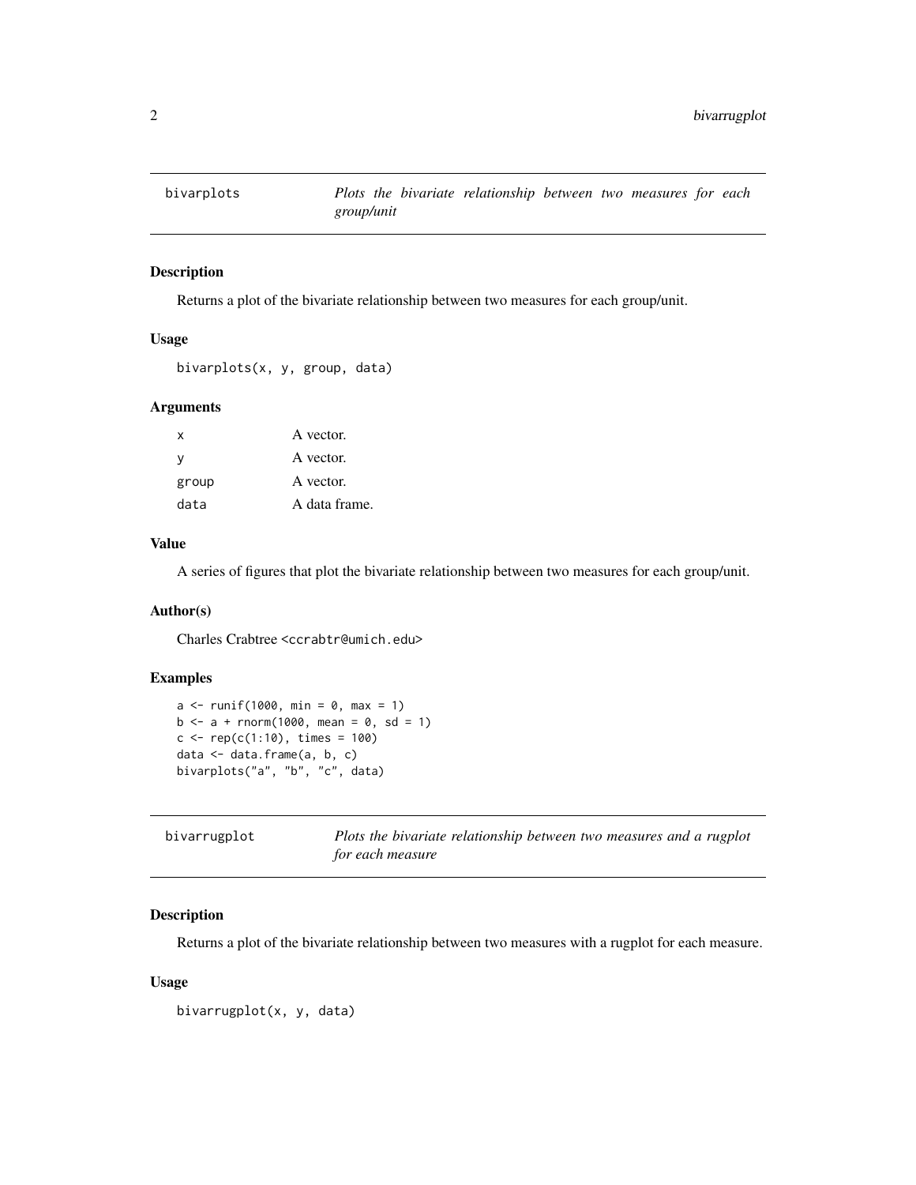## bivarplots — *Plots the bivariate relationship between two measures for each group/unit*

### Description

Returns a plot of the bivariate relationship between two measures for each group/unit.

### Usage

```
bivarplots(x, y, group, data)
```

### Arguments

| | |
|---|---|
| x | A vector. |
| y | A vector. |
| group | A vector. |
| data | A data frame. |

### Value

A series of figures that plot the bivariate relationship between two measures for each group/unit.

### Author(s)

Charles Crabtree <ccrabtr@umich.edu>

### Examples

```
a <- runif(1000, min = 0, max = 1)
b <- a + rnorm(1000, mean = 0, sd = 1)
c <- rep(c(1:10), times = 100)
data <- data.frame(a, b, c)
bivarplots("a", "b", "c", data)
```

## bivarrugplot — *Plots the bivariate relationship between two measures and a rugplot for each measure*

### Description

Returns a plot of the bivariate relationship between two measures with a rugplot for each measure.

### Usage

```
bivarrugplot(x, y, data)
```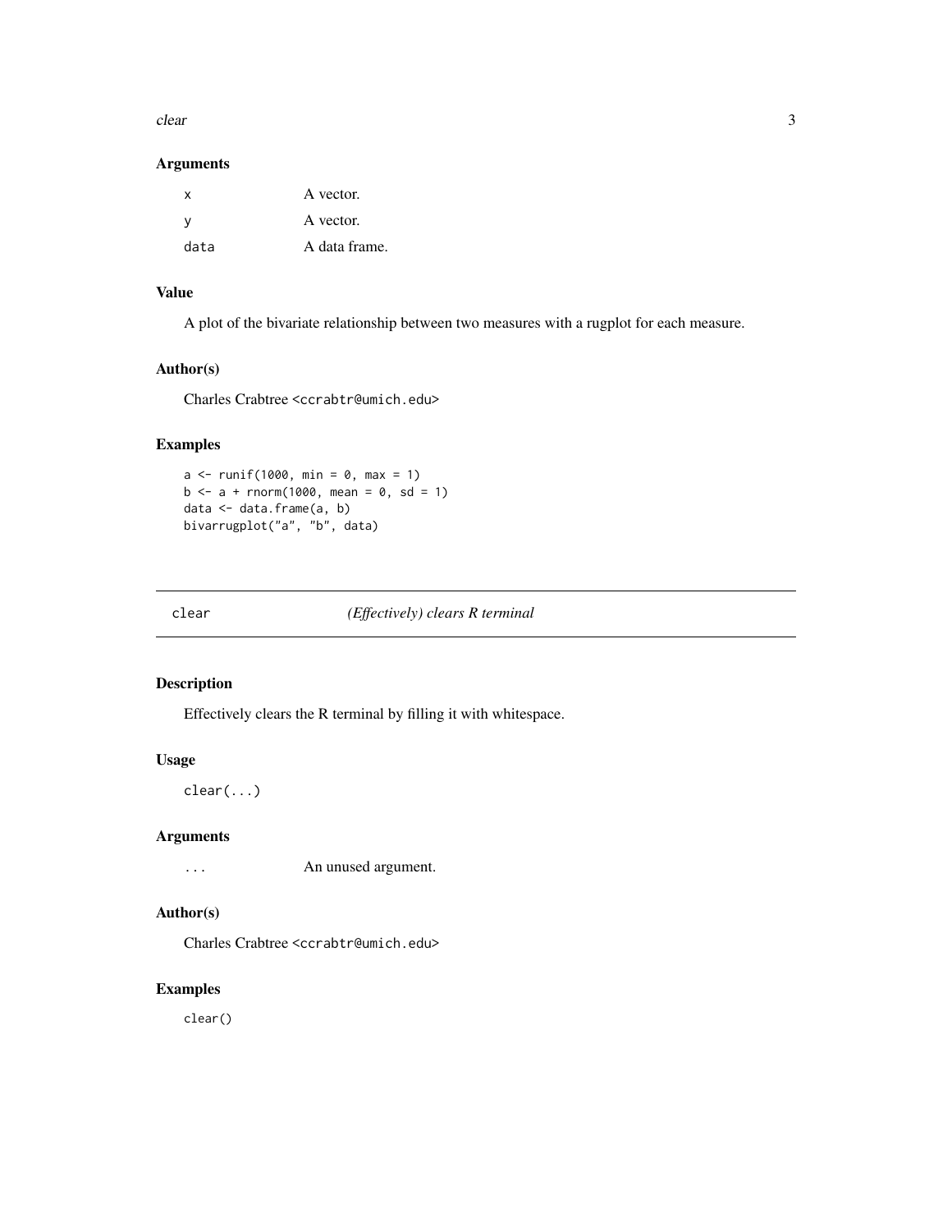### Arguments

| | |
|---|---|
| `x` | A vector. |
| `y` | A vector. |
| `data` | A data frame. |

### Value

A plot of the bivariate relationship between two measures with a rugplot for each measure.

### Author(s)

Charles Crabtree <ccrabtr@umich.edu>

### Examples

```
a <- runif(1000, min = 0, max = 1)
b <- a + rnorm(1000, mean = 0, sd = 1)
data <- data.frame(a, b)
bivarrugplot("a", "b", data)
```

---

## `clear` *(Effectively) clears R terminal*

---

### Description

Effectively clears the R terminal by filling it with whitespace.

### Usage

```
clear(...)
```

### Arguments

| | |
|---|---|
| `...` | An unused argument. |

### Author(s)

Charles Crabtree <ccrabtr@umich.edu>

### Examples

```
clear()
```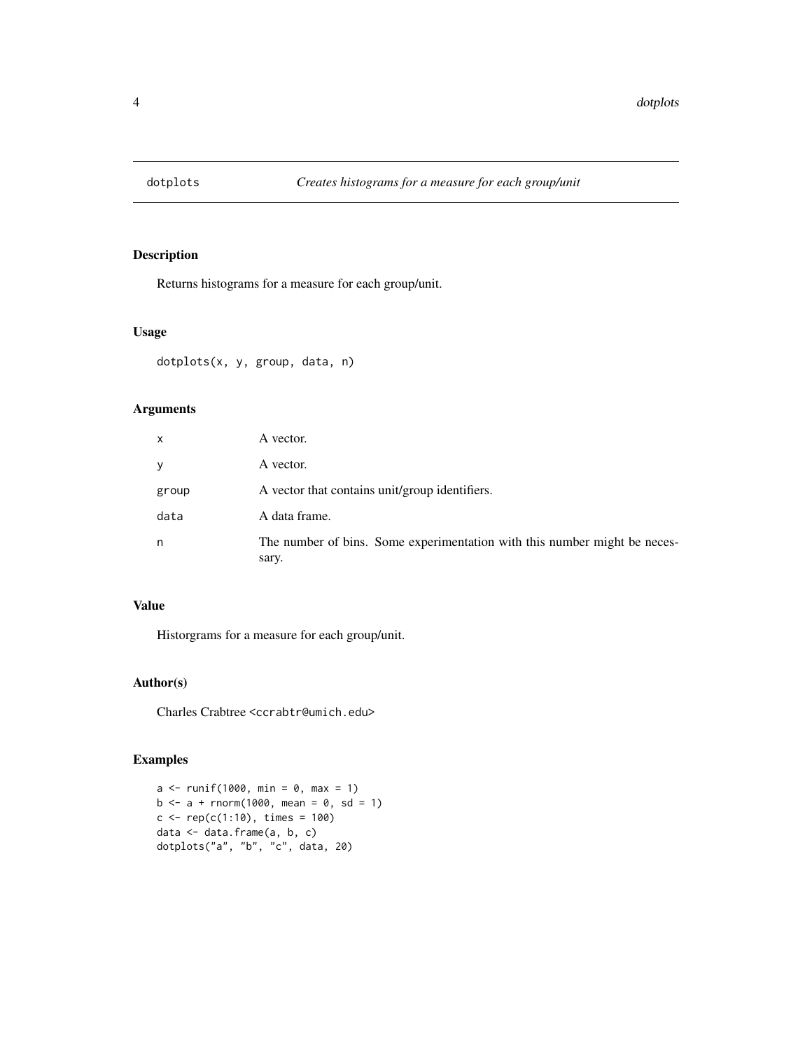## dotplots *Creates histograms for a measure for each group/unit*

### Description

Returns histograms for a measure for each group/unit.

### Usage

```
dotplots(x, y, group, data, n)
```

### Arguments

| | |
|---|---|
| x | A vector. |
| y | A vector. |
| group | A vector that contains unit/group identifiers. |
| data | A data frame. |
| n | The number of bins. Some experimentation with this number might be necessary. |

### Value

Historgrams for a measure for each group/unit.

### Author(s)

Charles Crabtree <ccrabtr@umich.edu>

### Examples

```
a <- runif(1000, min = 0, max = 1)
b <- a + rnorm(1000, mean = 0, sd = 1)
c <- rep(c(1:10), times = 100)
data <- data.frame(a, b, c)
dotplots("a", "b", "c", data, 20)
```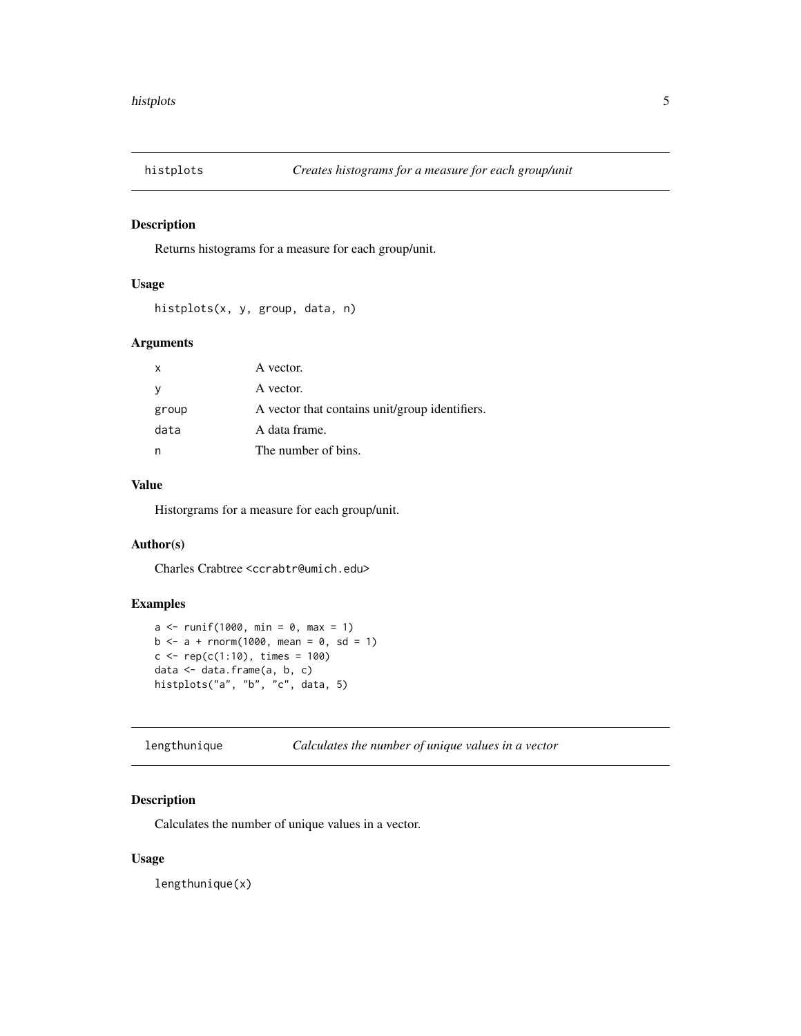## histplots — *Creates histograms for a measure for each group/unit*

### Description

Returns histograms for a measure for each group/unit.

### Usage

```
histplots(x, y, group, data, n)
```

### Arguments

| | |
|---|---|
| x | A vector. |
| y | A vector. |
| group | A vector that contains unit/group identifiers. |
| data | A data frame. |
| n | The number of bins. |

### Value

Historgrams for a measure for each group/unit.

### Author(s)

Charles Crabtree <ccrabtr@umich.edu>

### Examples

```
a <- runif(1000, min = 0, max = 1)
b <- a + rnorm(1000, mean = 0, sd = 1)
c <- rep(c(1:10), times = 100)
data <- data.frame(a, b, c)
histplots("a", "b", "c", data, 5)
```

## lengthunique — *Calculates the number of unique values in a vector*

### Description

Calculates the number of unique values in a vector.

### Usage

```
lengthunique(x)
```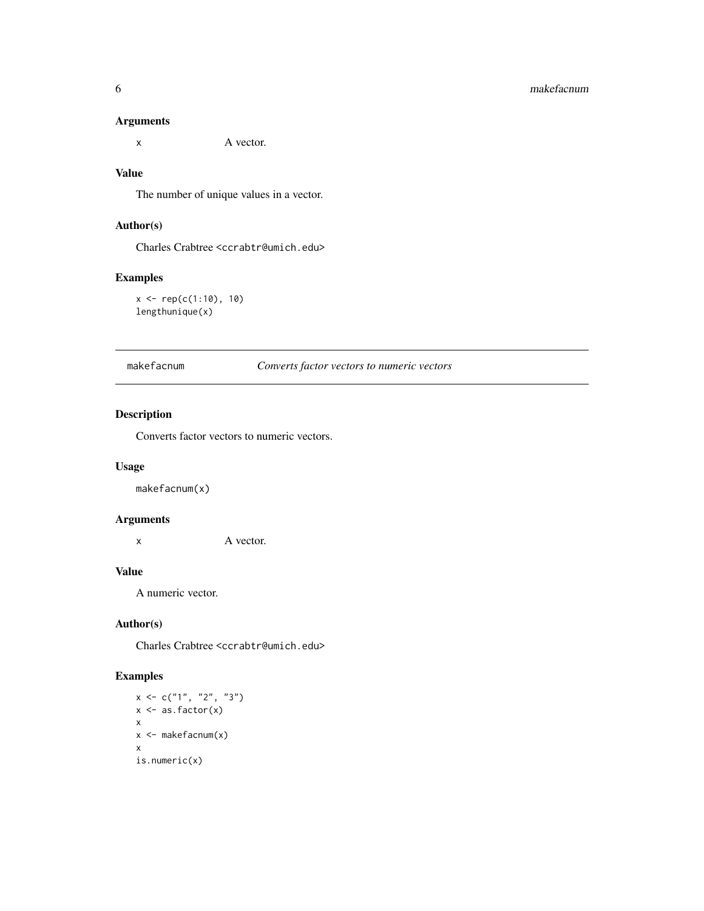### Arguments

x A vector.

### Value

The number of unique values in a vector.

### Author(s)

Charles Crabtree <ccrabtr@umich.edu>

### Examples

```
x <- rep(c(1:10), 10)
lengthunique(x)
```

---

## makefacnum *Converts factor vectors to numeric vectors*

### Description

Converts factor vectors to numeric vectors.

### Usage

```
makefacnum(x)
```

### Arguments

x A vector.

### Value

A numeric vector.

### Author(s)

Charles Crabtree <ccrabtr@umich.edu>

### Examples

```
x <- c("1", "2", "3")
x <- as.factor(x)
x
x <- makefacnum(x)
x
is.numeric(x)
```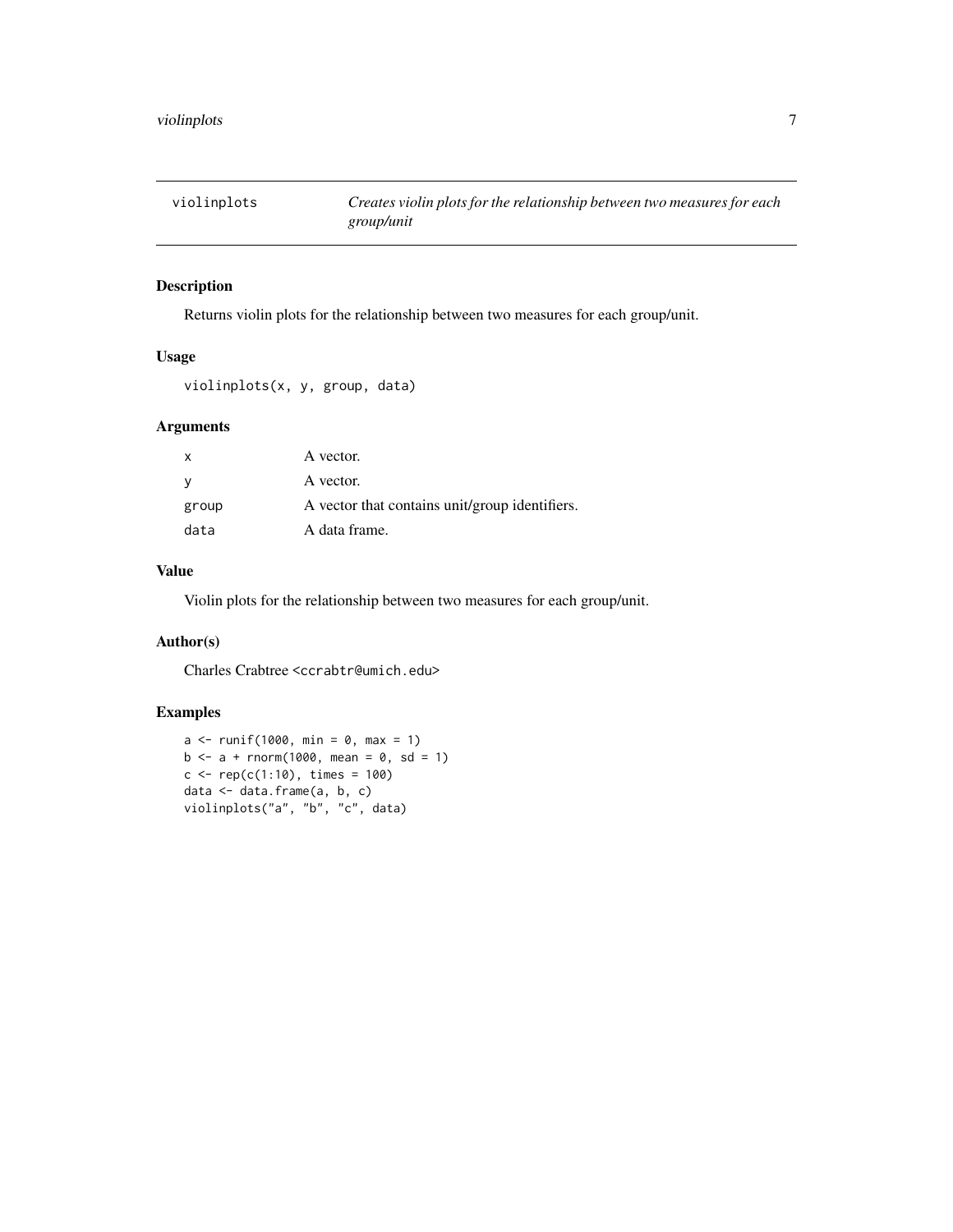`violinplots` *Creates violin plots for the relationship between two measures for each group/unit*

## Description

Returns violin plots for the relationship between two measures for each group/unit.

## Usage

```
violinplots(x, y, group, data)
```

## Arguments

| | |
|---|---|
| `x` | A vector. |
| `y` | A vector. |
| `group` | A vector that contains unit/group identifiers. |
| `data` | A data frame. |

## Value

Violin plots for the relationship between two measures for each group/unit.

## Author(s)

Charles Crabtree <ccrabtr@umich.edu>

## Examples

```
a <- runif(1000, min = 0, max = 1)
b <- a + rnorm(1000, mean = 0, sd = 1)
c <- rep(c(1:10), times = 100)
data <- data.frame(a, b, c)
violinplots("a", "b", "c", data)
```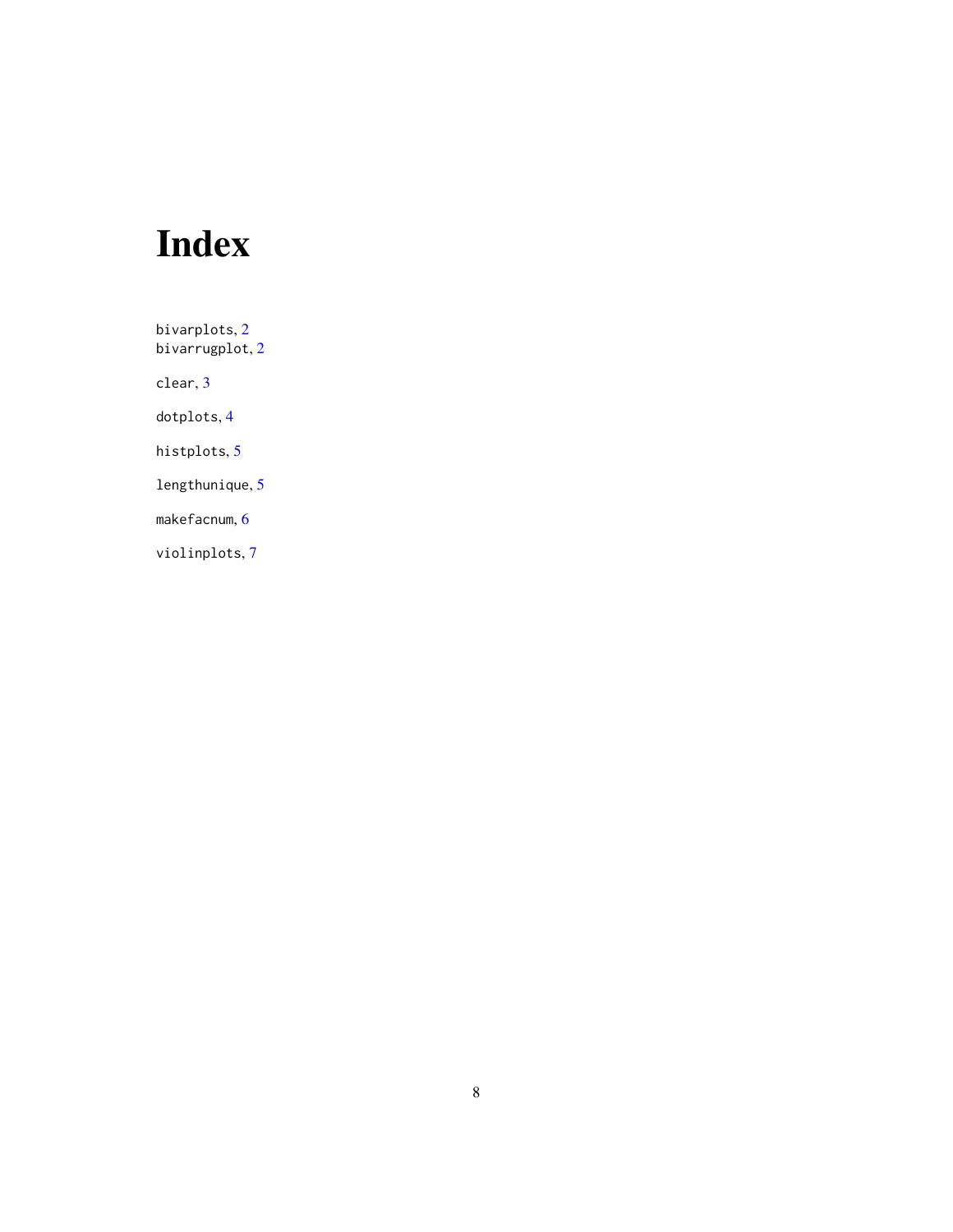# Index

bivarplots, 2
bivarrugplot, 2

clear, 3

dotplots, 4

histplots, 5

lengthunique, 5

makefacnum, 6

violinplots, 7